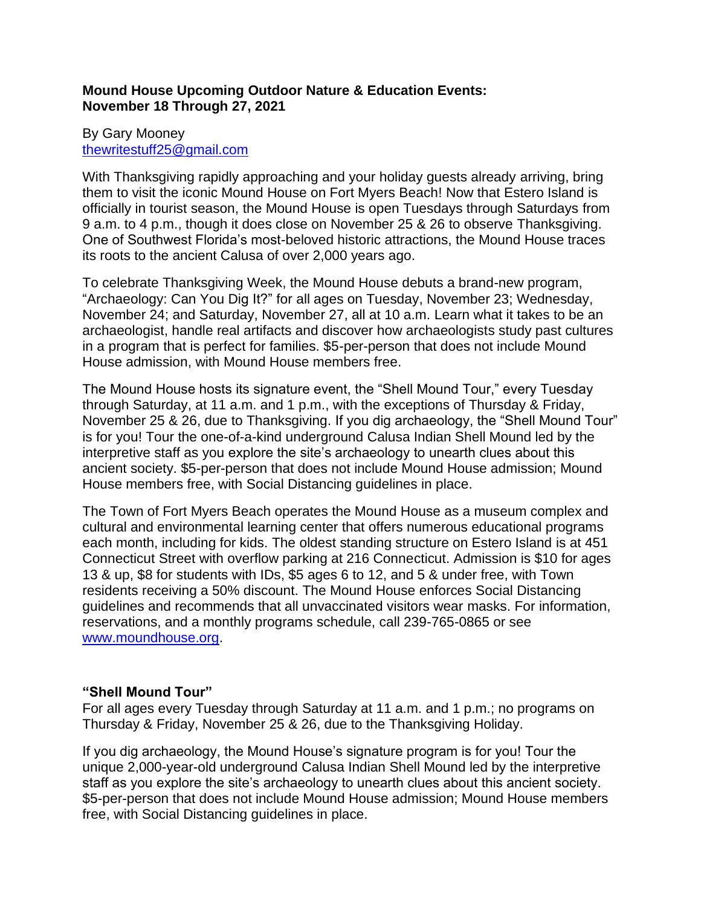**Mound House Upcoming Outdoor Nature & Education Events: November 18 Through 27, 2021**

By Gary Mooney
thewritestuff25@gmail.com

With Thanksgiving rapidly approaching and your holiday guests already arriving, bring them to visit the iconic Mound House on Fort Myers Beach! Now that Estero Island is officially in tourist season, the Mound House is open Tuesdays through Saturdays from 9 a.m. to 4 p.m., though it does close on November 25 & 26 to observe Thanksgiving. One of Southwest Florida's most-beloved historic attractions, the Mound House traces its roots to the ancient Calusa of over 2,000 years ago.

To celebrate Thanksgiving Week, the Mound House debuts a brand-new program, "Archaeology: Can You Dig It?" for all ages on Tuesday, November 23; Wednesday, November 24; and Saturday, November 27, all at 10 a.m. Learn what it takes to be an archaeologist, handle real artifacts and discover how archaeologists study past cultures in a program that is perfect for families. $5-per-person that does not include Mound House admission, with Mound House members free.

The Mound House hosts its signature event, the "Shell Mound Tour," every Tuesday through Saturday, at 11 a.m. and 1 p.m., with the exceptions of Thursday & Friday, November 25 & 26, due to Thanksgiving. If you dig archaeology, the "Shell Mound Tour" is for you! Tour the one-of-a-kind underground Calusa Indian Shell Mound led by the interpretive staff as you explore the site's archaeology to unearth clues about this ancient society. $5-per-person that does not include Mound House admission; Mound House members free, with Social Distancing guidelines in place.

The Town of Fort Myers Beach operates the Mound House as a museum complex and cultural and environmental learning center that offers numerous educational programs each month, including for kids. The oldest standing structure on Estero Island is at 451 Connecticut Street with overflow parking at 216 Connecticut. Admission is $10 for ages 13 & up, $8 for students with IDs, $5 ages 6 to 12, and 5 & under free, with Town residents receiving a 50% discount. The Mound House enforces Social Distancing guidelines and recommends that all unvaccinated visitors wear masks. For information, reservations, and a monthly programs schedule, call 239-765-0865 or see www.moundhouse.org.

**"Shell Mound Tour"**
For all ages every Tuesday through Saturday at 11 a.m. and 1 p.m.; no programs on Thursday & Friday, November 25 & 26, due to the Thanksgiving Holiday.

If you dig archaeology, the Mound House's signature program is for you! Tour the unique 2,000-year-old underground Calusa Indian Shell Mound led by the interpretive staff as you explore the site's archaeology to unearth clues about this ancient society. $5-per-person that does not include Mound House admission; Mound House members free, with Social Distancing guidelines in place.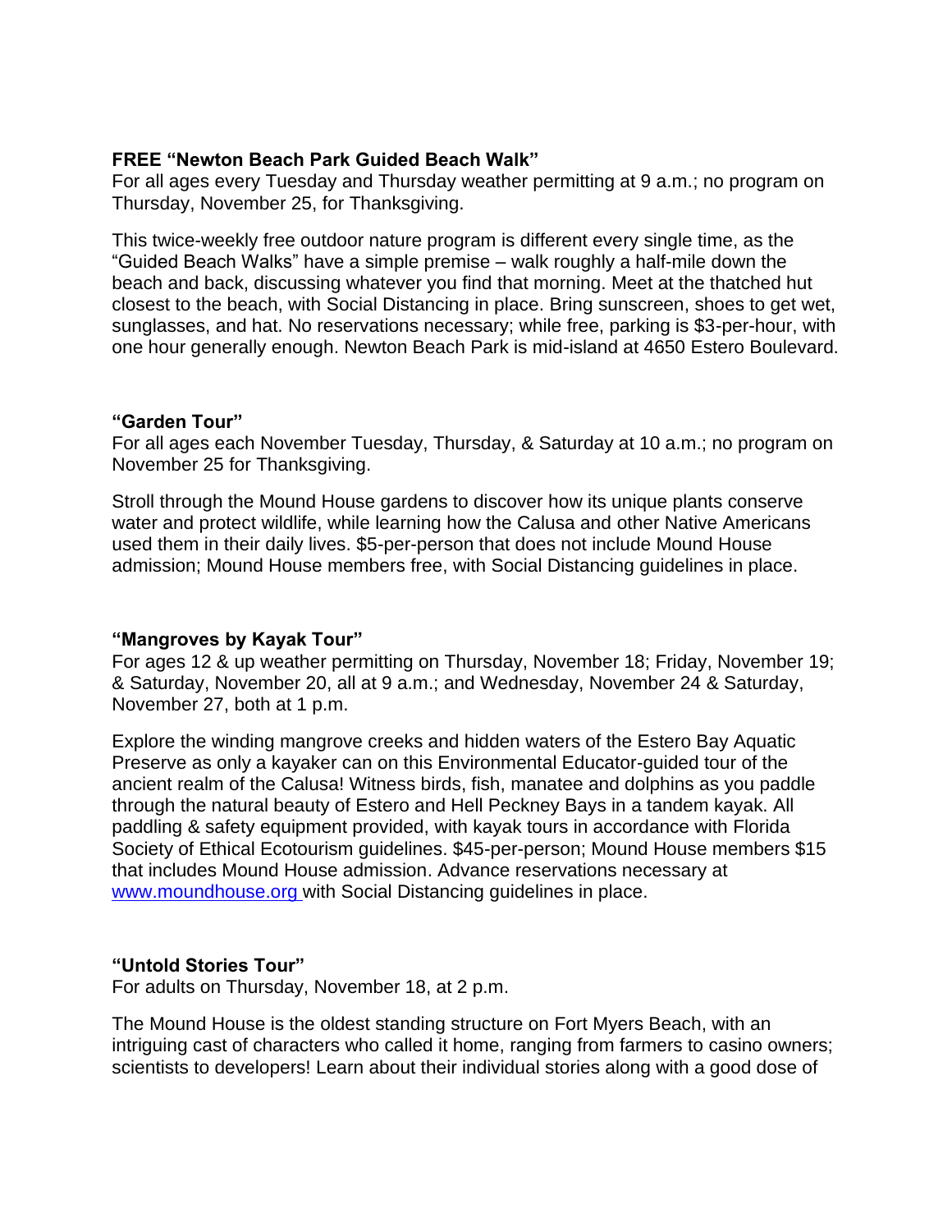**FREE "Newton Beach Park Guided Beach Walk"**
For all ages every Tuesday and Thursday weather permitting at 9 a.m.; no program on Thursday, November 25, for Thanksgiving.

This twice-weekly free outdoor nature program is different every single time, as the "Guided Beach Walks" have a simple premise – walk roughly a half-mile down the beach and back, discussing whatever you find that morning. Meet at the thatched hut closest to the beach, with Social Distancing in place. Bring sunscreen, shoes to get wet, sunglasses, and hat. No reservations necessary; while free, parking is $3-per-hour, with one hour generally enough. Newton Beach Park is mid-island at 4650 Estero Boulevard.

**"Garden Tour"**
For all ages each November Tuesday, Thursday, & Saturday at 10 a.m.; no program on November 25 for Thanksgiving.

Stroll through the Mound House gardens to discover how its unique plants conserve water and protect wildlife, while learning how the Calusa and other Native Americans used them in their daily lives. $5-per-person that does not include Mound House admission; Mound House members free, with Social Distancing guidelines in place.

**"Mangroves by Kayak Tour"**
For ages 12 & up weather permitting on Thursday, November 18; Friday, November 19; & Saturday, November 20, all at 9 a.m.; and Wednesday, November 24 & Saturday, November 27, both at 1 p.m.

Explore the winding mangrove creeks and hidden waters of the Estero Bay Aquatic Preserve as only a kayaker can on this Environmental Educator-guided tour of the ancient realm of the Calusa! Witness birds, fish, manatee and dolphins as you paddle through the natural beauty of Estero and Hell Peckney Bays in a tandem kayak. All paddling & safety equipment provided, with kayak tours in accordance with Florida Society of Ethical Ecotourism guidelines. $45-per-person; Mound House members $15 that includes Mound House admission. Advance reservations necessary at [www.moundhouse.org](http://www.moundhouse.org) with Social Distancing guidelines in place.

**"Untold Stories Tour"**
For adults on Thursday, November 18, at 2 p.m.

The Mound House is the oldest standing structure on Fort Myers Beach, with an intriguing cast of characters who called it home, ranging from farmers to casino owners; scientists to developers! Learn about their individual stories along with a good dose of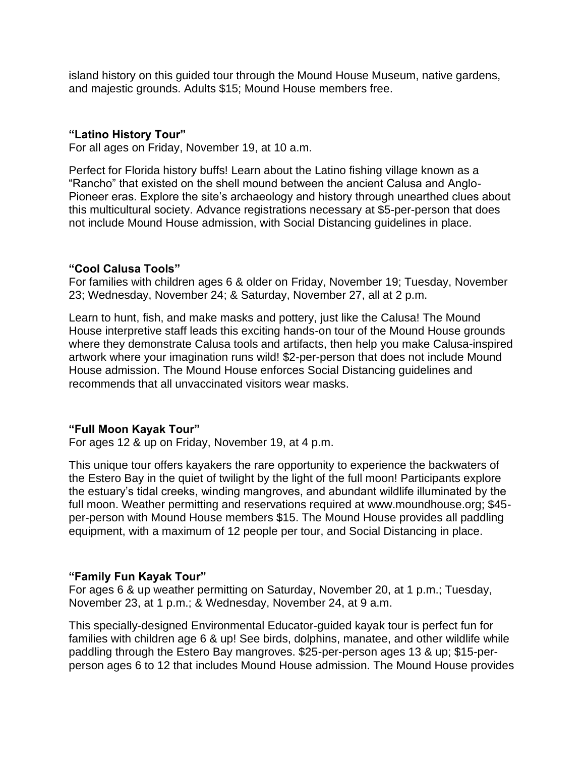island history on this guided tour through the Mound House Museum, native gardens, and majestic grounds. Adults $15; Mound House members free.

**“Latino History Tour”**
For all ages on Friday, November 19, at 10 a.m.

Perfect for Florida history buffs! Learn about the Latino fishing village known as a “Rancho” that existed on the shell mound between the ancient Calusa and Anglo-Pioneer eras. Explore the site’s archaeology and history through unearthed clues about this multicultural society. Advance registrations necessary at $5-per-person that does not include Mound House admission, with Social Distancing guidelines in place.

**“Cool Calusa Tools”**
For families with children ages 6 & older on Friday, November 19; Tuesday, November 23; Wednesday, November 24; & Saturday, November 27, all at 2 p.m.

Learn to hunt, fish, and make masks and pottery, just like the Calusa! The Mound House interpretive staff leads this exciting hands-on tour of the Mound House grounds where they demonstrate Calusa tools and artifacts, then help you make Calusa-inspired artwork where your imagination runs wild! $2-per-person that does not include Mound House admission. The Mound House enforces Social Distancing guidelines and recommends that all unvaccinated visitors wear masks.

**“Full Moon Kayak Tour”**
For ages 12 & up on Friday, November 19, at 4 p.m.

This unique tour offers kayakers the rare opportunity to experience the backwaters of the Estero Bay in the quiet of twilight by the light of the full moon! Participants explore the estuary’s tidal creeks, winding mangroves, and abundant wildlife illuminated by the full moon. Weather permitting and reservations required at www.moundhouse.org; $45-per-person with Mound House members $15. The Mound House provides all paddling equipment, with a maximum of 12 people per tour, and Social Distancing in place.

**“Family Fun Kayak Tour”**
For ages 6 & up weather permitting on Saturday, November 20, at 1 p.m.; Tuesday, November 23, at 1 p.m.; & Wednesday, November 24, at 9 a.m.

This specially-designed Environmental Educator-guided kayak tour is perfect fun for families with children age 6 & up! See birds, dolphins, manatee, and other wildlife while paddling through the Estero Bay mangroves. $25-per-person ages 13 & up; $15-per-person ages 6 to 12 that includes Mound House admission. The Mound House provides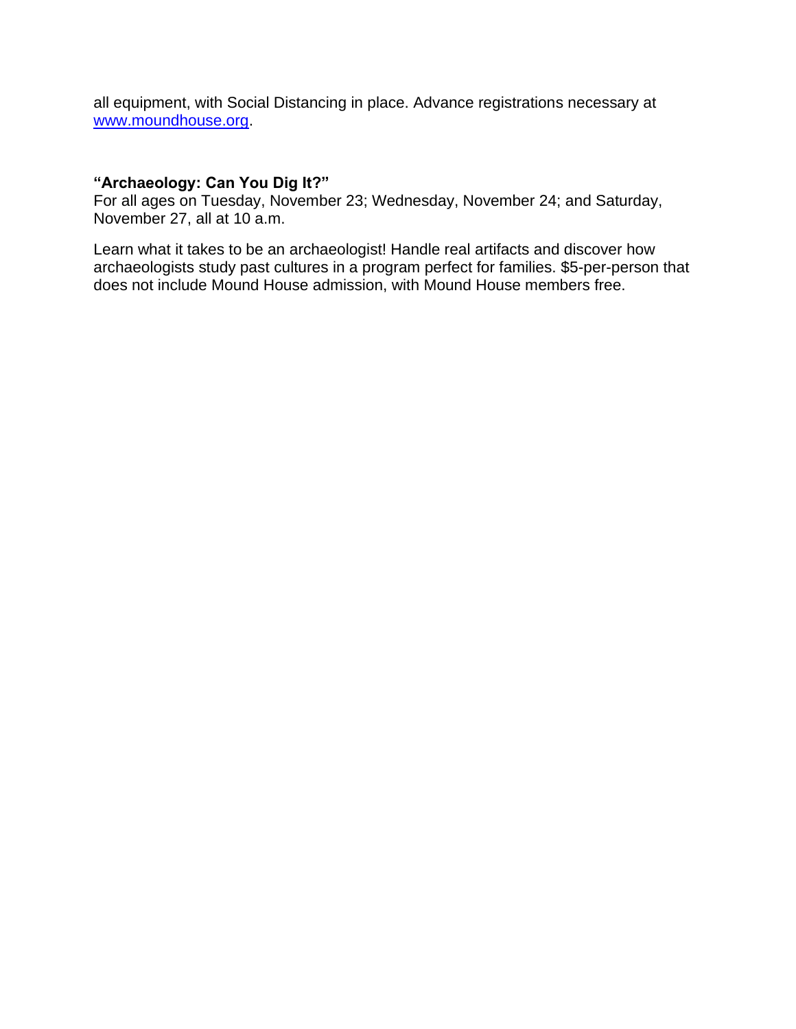all equipment, with Social Distancing in place. Advance registrations necessary at [www.moundhouse.org](http://www.moundhouse.org).

**“Archaeology: Can You Dig It?”**
For all ages on Tuesday, November 23; Wednesday, November 24; and Saturday, November 27, all at 10 a.m.

Learn what it takes to be an archaeologist! Handle real artifacts and discover how archaeologists study past cultures in a program perfect for families. $5-per-person that does not include Mound House admission, with Mound House members free.